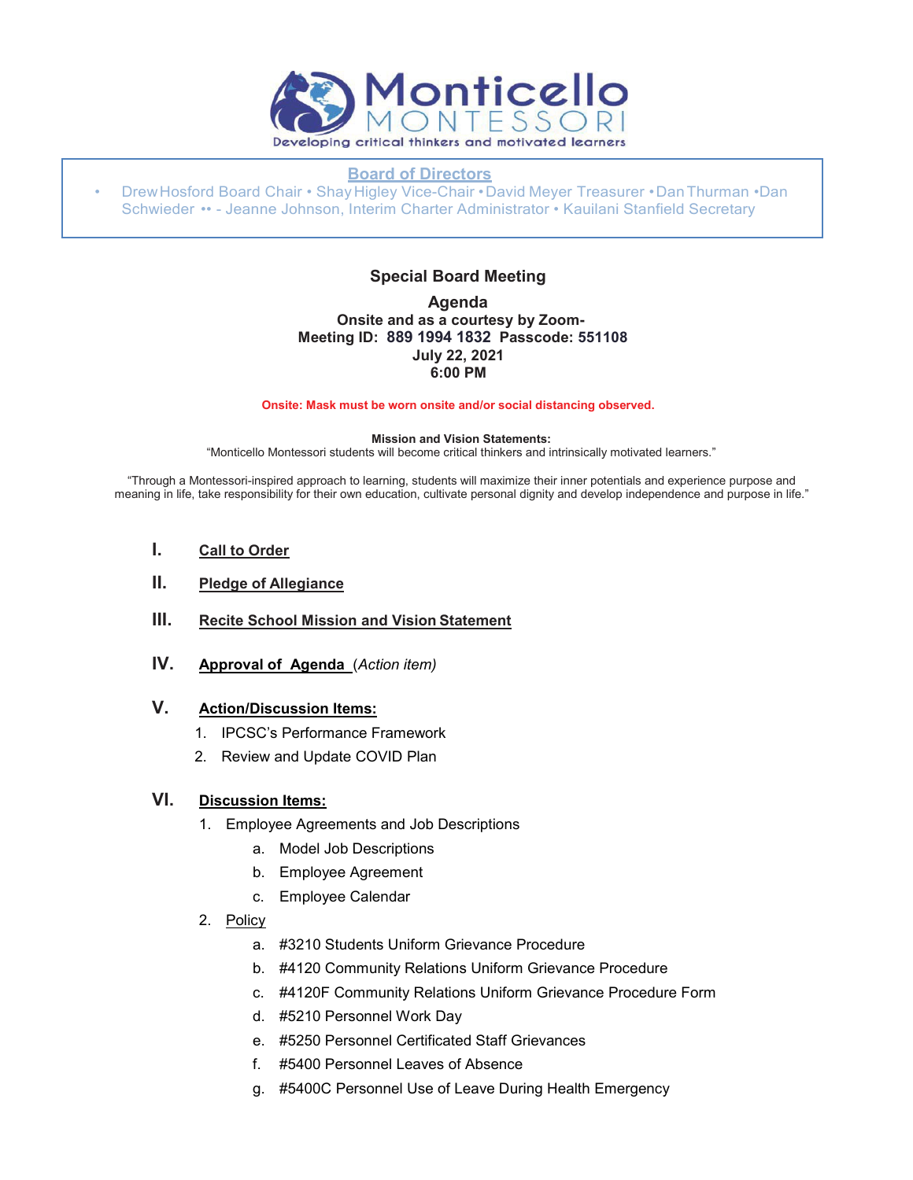# Monticello MONTESSORI

Developing critical thinkers and motivated learners

**Board of Directors**

- Drew Hosford Board Chair • Shay Higley Vice-Chair • David Meyer Treasurer • Dan Thurman • Dan Schwieder •• - Jeanne Johnson, Interim Charter Administrator • Kauilani Stanfield Secretary

## Special Board Meeting

**Agenda**
**Onsite and as a courtesy by Zoom-**
**Meeting ID: 889 1994 1832 Passcode: 551108**
**July 22, 2021**
**6:00 PM**

**Onsite: Mask must be worn onsite and/or social distancing observed.**

**Mission and Vision Statements:**

"Monticello Montessori students will become critical thinkers and intrinsically motivated learners."

"Through a Montessori-inspired approach to learning, students will maximize their inner potentials and experience purpose and meaning in life, take responsibility for their own education, cultivate personal dignity and develop independence and purpose in life."

**I. Call to Order**

**II. Pledge of Allegiance**

**III. Recite School Mission and Vision Statement**

**IV. Approval of Agenda** (*Action item*)

**V. Action/Discussion Items:**

1. IPCSC's Performance Framework
2. Review and Update COVID Plan

**VI. Discussion Items:**

1. Employee Agreements and Job Descriptions
   a. Model Job Descriptions
   b. Employee Agreement
   c. Employee Calendar
2. Policy
   a. #3210 Students Uniform Grievance Procedure
   b. #4120 Community Relations Uniform Grievance Procedure
   c. #4120F Community Relations Uniform Grievance Procedure Form
   d. #5210 Personnel Work Day
   e. #5250 Personnel Certificated Staff Grievances
   f. #5400 Personnel Leaves of Absence
   g. #5400C Personnel Use of Leave During Health Emergency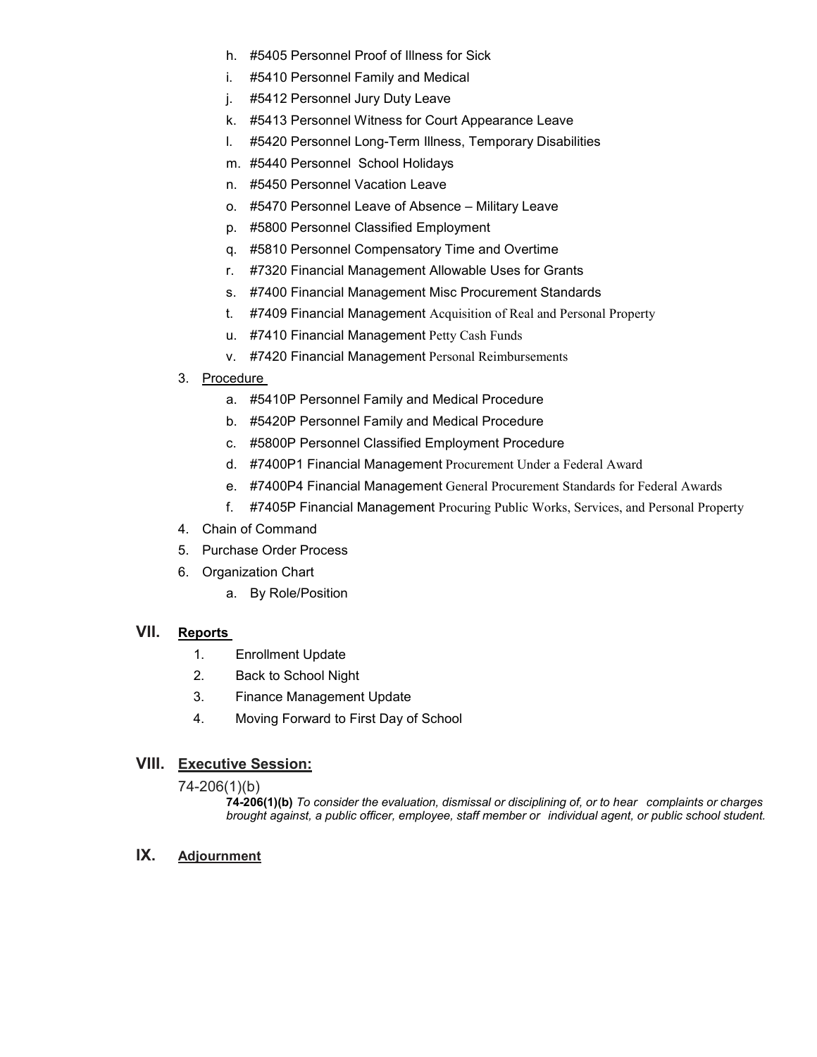h. #5405 Personnel Proof of Illness for Sick
i. #5410 Personnel Family and Medical
j. #5412 Personnel Jury Duty Leave
k. #5413 Personnel Witness for Court Appearance Leave
l. #5420 Personnel Long-Term Illness, Temporary Disabilities
m. #5440 Personnel School Holidays
n. #5450 Personnel Vacation Leave
o. #5470 Personnel Leave of Absence – Military Leave
p. #5800 Personnel Classified Employment
q. #5810 Personnel Compensatory Time and Overtime
r. #7320 Financial Management Allowable Uses for Grants
s. #7400 Financial Management Misc Procurement Standards
t. #7409 Financial Management Acquisition of Real and Personal Property
u. #7410 Financial Management Petty Cash Funds
v. #7420 Financial Management Personal Reimbursements

3. Procedure
   a. #5410P Personnel Family and Medical Procedure
   b. #5420P Personnel Family and Medical Procedure
   c. #5800P Personnel Classified Employment Procedure
   d. #7400P1 Financial Management Procurement Under a Federal Award
   e. #7400P4 Financial Management General Procurement Standards for Federal Awards
   f. #7405P Financial Management Procuring Public Works, Services, and Personal Property
4. Chain of Command
5. Purchase Order Process
6. Organization Chart
   a. By Role/Position

## VII. Reports

1. Enrollment Update
2. Back to School Night
3. Finance Management Update
4. Moving Forward to First Day of School

## VIII. Executive Session:

74-206(1)(b)

**74-206(1)(b)** *To consider the evaluation, dismissal or disciplining of, or to hear complaints or charges brought against, a public officer, employee, staff member or individual agent, or public school student.*

## IX. Adjournment